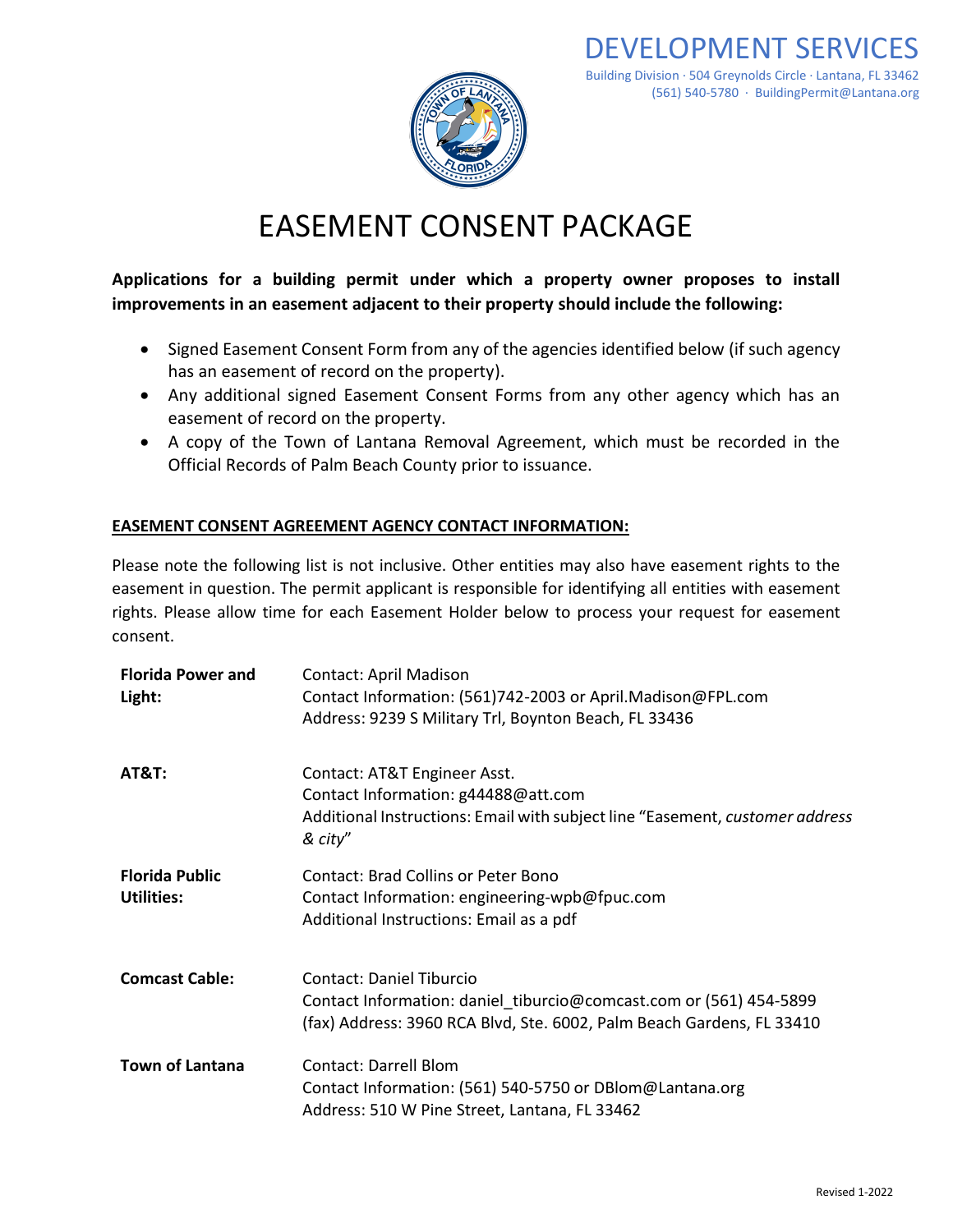# DEVELOPMENT SERVICES

Building Division · 504 Greynolds Circle · Lantana, FL 33462
(561) 540-5780 · BuildingPermit@Lantana.org

# EASEMENT CONSENT PACKAGE

**Applications for a building permit under which a property owner proposes to install improvements in an easement adjacent to their property should include the following:**

- Signed Easement Consent Form from any of the agencies identified below (if such agency has an easement of record on the property).
- Any additional signed Easement Consent Forms from any other agency which has an easement of record on the property.
- A copy of the Town of Lantana Removal Agreement, which must be recorded in the Official Records of Palm Beach County prior to issuance.

## EASEMENT CONSENT AGREEMENT AGENCY CONTACT INFORMATION:

Please note the following list is not inclusive. Other entities may also have easement rights to the easement in question. The permit applicant is responsible for identifying all entities with easement rights. Please allow time for each Easement Holder below to process your request for easement consent.

**Florida Power and Light:**
Contact: April Madison
Contact Information: (561)742-2003 or April.Madison@FPL.com
Address: 9239 S Military Trl, Boynton Beach, FL 33436

**AT&T:**
Contact: AT&T Engineer Asst.
Contact Information: g44488@att.com
Additional Instructions: Email with subject line "Easement, *customer address & city*"

**Florida Public Utilities:**
Contact: Brad Collins or Peter Bono
Contact Information: engineering-wpb@fpuc.com
Additional Instructions: Email as a pdf

**Comcast Cable:**
Contact: Daniel Tiburcio
Contact Information: daniel_tiburcio@comcast.com or (561) 454-5899 (fax) Address: 3960 RCA Blvd, Ste. 6002, Palm Beach Gardens, FL 33410

**Town of Lantana**
Contact: Darrell Blom
Contact Information: (561) 540-5750 or DBlom@Lantana.org
Address: 510 W Pine Street, Lantana, FL 33462

Revised 1-2022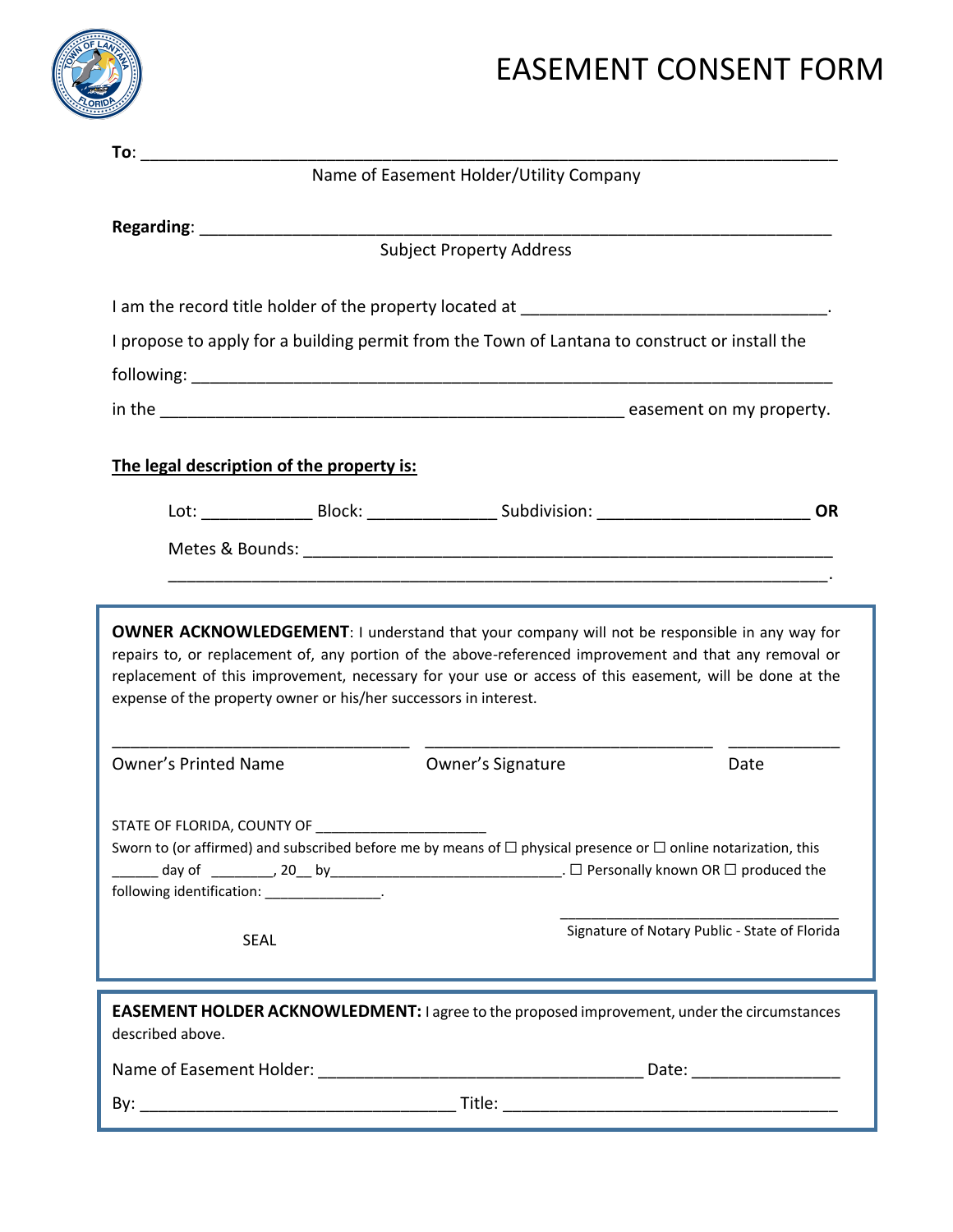# EASEMENT CONSENT FORM

**To**: ___________________________________________________________________________

Name of Easement Holder/Utility Company

**Regarding**: _____________________________________________________________________

Subject Property Address

I am the record title holder of the property located at _________________________________.

I propose to apply for a building permit from the Town of Lantana to construct or install the following: _______________________________________________________________________

in the __________________________________________________ easement on my property.

**The legal description of the property is:**

Lot: ____________ Block: ______________ Subdivision: _______________________ **OR**

Metes & Bounds: _________________________________________________________
_____________________________________________________________________.

**OWNER ACKNOWLEDGEMENT**: I understand that your company will not be responsible in any way for repairs to, or replacement of, any portion of the above-referenced improvement and that any removal or replacement of this improvement, necessary for your use or access of this easement, will be done at the expense of the property owner or his/her successors in interest.

________________________________ ________________________________ ____________

Owner's Printed Name Owner's Signature Date

STATE OF FLORIDA, COUNTY OF _____________________

Sworn to (or affirmed) and subscribed before me by means of ☐ physical presence or ☐ online notarization, this ______ day of ________, 20__ by_____________________________. ☐ Personally known OR ☐ produced the following identification: _______________.

SEAL

__________________________________

Signature of Notary Public - State of Florida

**EASEMENT HOLDER ACKNOWLEDMENT:** I agree to the proposed improvement, under the circumstances described above.

Name of Easement Holder: ___________________________________ Date: ________________

By: __________________________________ Title: ____________________________________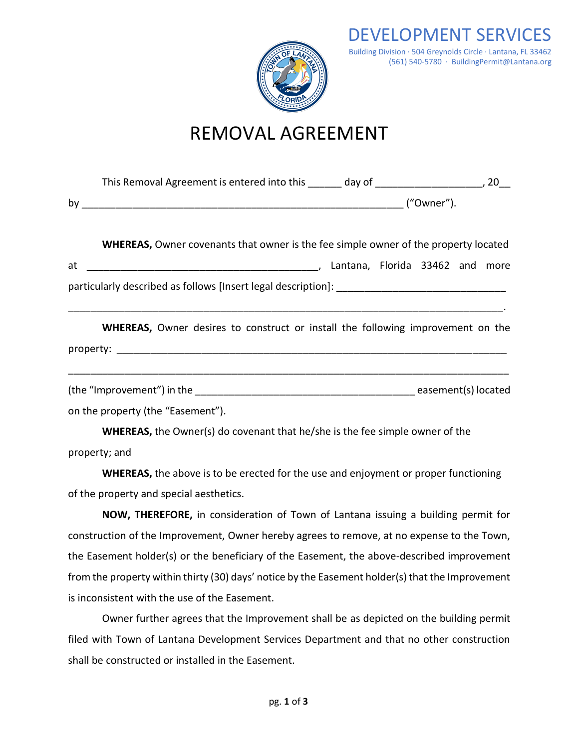DEVELOPMENT SERVICES

Building Division · 504 Greynolds Circle · Lantana, FL 33462
(561) 540-5780 · BuildingPermit@Lantana.org

# REMOVAL AGREEMENT

This Removal Agreement is entered into this ______ day of ___________________, 20__ by ___________________________________________________________ ("Owner").

**WHEREAS,** Owner covenants that owner is the fee simple owner of the property located at _________________________________________, Lantana, Florida 33462 and more particularly described as follows [Insert legal description]: ______________________________ ___________________________________________________________________________.

**WHEREAS,** Owner desires to construct or install the following improvement on the property: ____________________________________________________________________ ___________________________________________________________________________ (the "Improvement") in the _______________________________________ easement(s) located on the property (the "Easement").

**WHEREAS,** the Owner(s) do covenant that he/she is the fee simple owner of the property; and

**WHEREAS,** the above is to be erected for the use and enjoyment or proper functioning of the property and special aesthetics.

**NOW, THEREFORE,** in consideration of Town of Lantana issuing a building permit for construction of the Improvement, Owner hereby agrees to remove, at no expense to the Town, the Easement holder(s) or the beneficiary of the Easement, the above-described improvement from the property within thirty (30) days' notice by the Easement holder(s) that the Improvement is inconsistent with the use of the Easement.

Owner further agrees that the Improvement shall be as depicted on the building permit filed with Town of Lantana Development Services Department and that no other construction shall be constructed or installed in the Easement.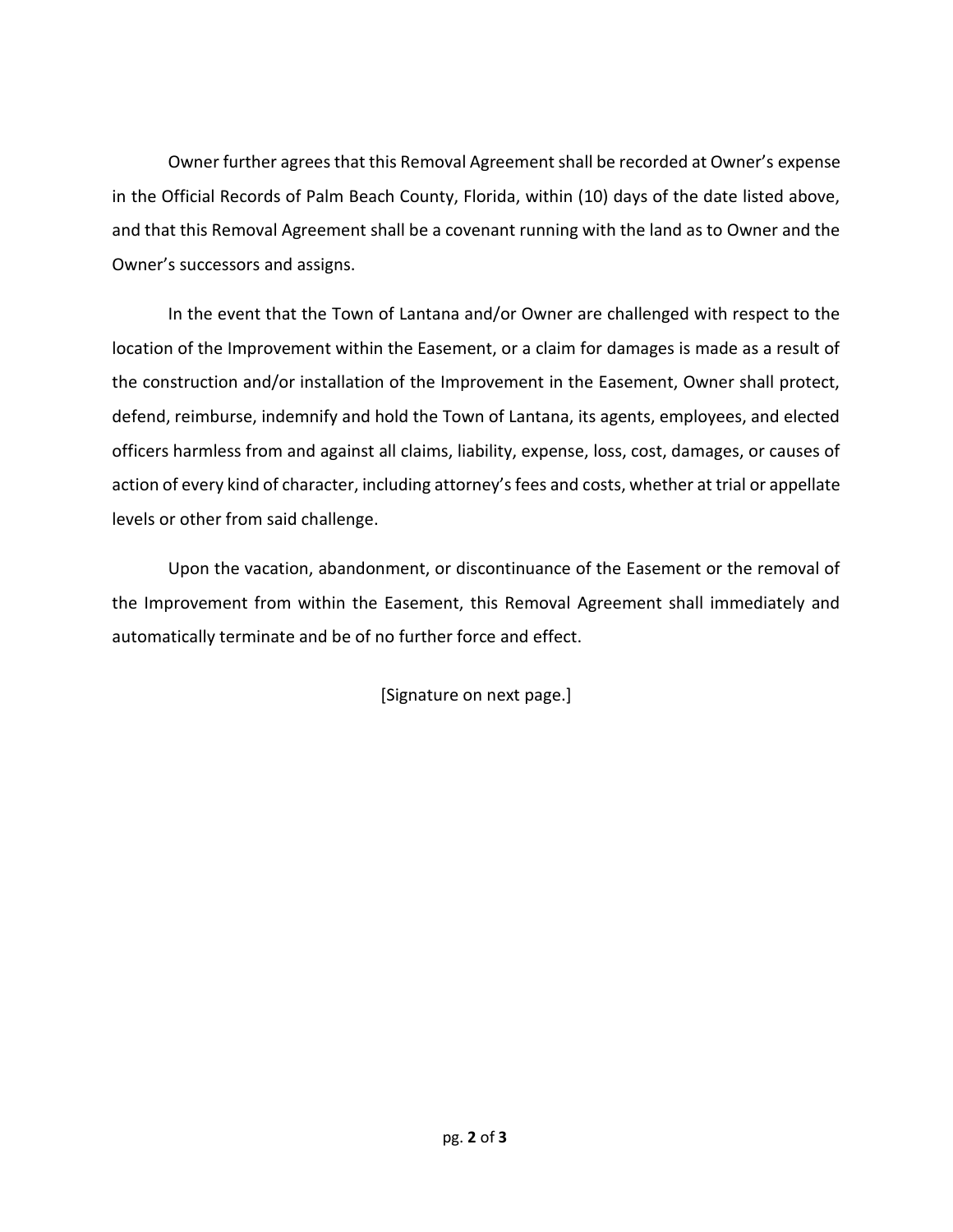Owner further agrees that this Removal Agreement shall be recorded at Owner's expense in the Official Records of Palm Beach County, Florida, within (10) days of the date listed above, and that this Removal Agreement shall be a covenant running with the land as to Owner and the Owner's successors and assigns.

In the event that the Town of Lantana and/or Owner are challenged with respect to the location of the Improvement within the Easement, or a claim for damages is made as a result of the construction and/or installation of the Improvement in the Easement, Owner shall protect, defend, reimburse, indemnify and hold the Town of Lantana, its agents, employees, and elected officers harmless from and against all claims, liability, expense, loss, cost, damages, or causes of action of every kind of character, including attorney's fees and costs, whether at trial or appellate levels or other from said challenge.

Upon the vacation, abandonment, or discontinuance of the Easement or the removal of the Improvement from within the Easement, this Removal Agreement shall immediately and automatically terminate and be of no further force and effect.

[Signature on next page.]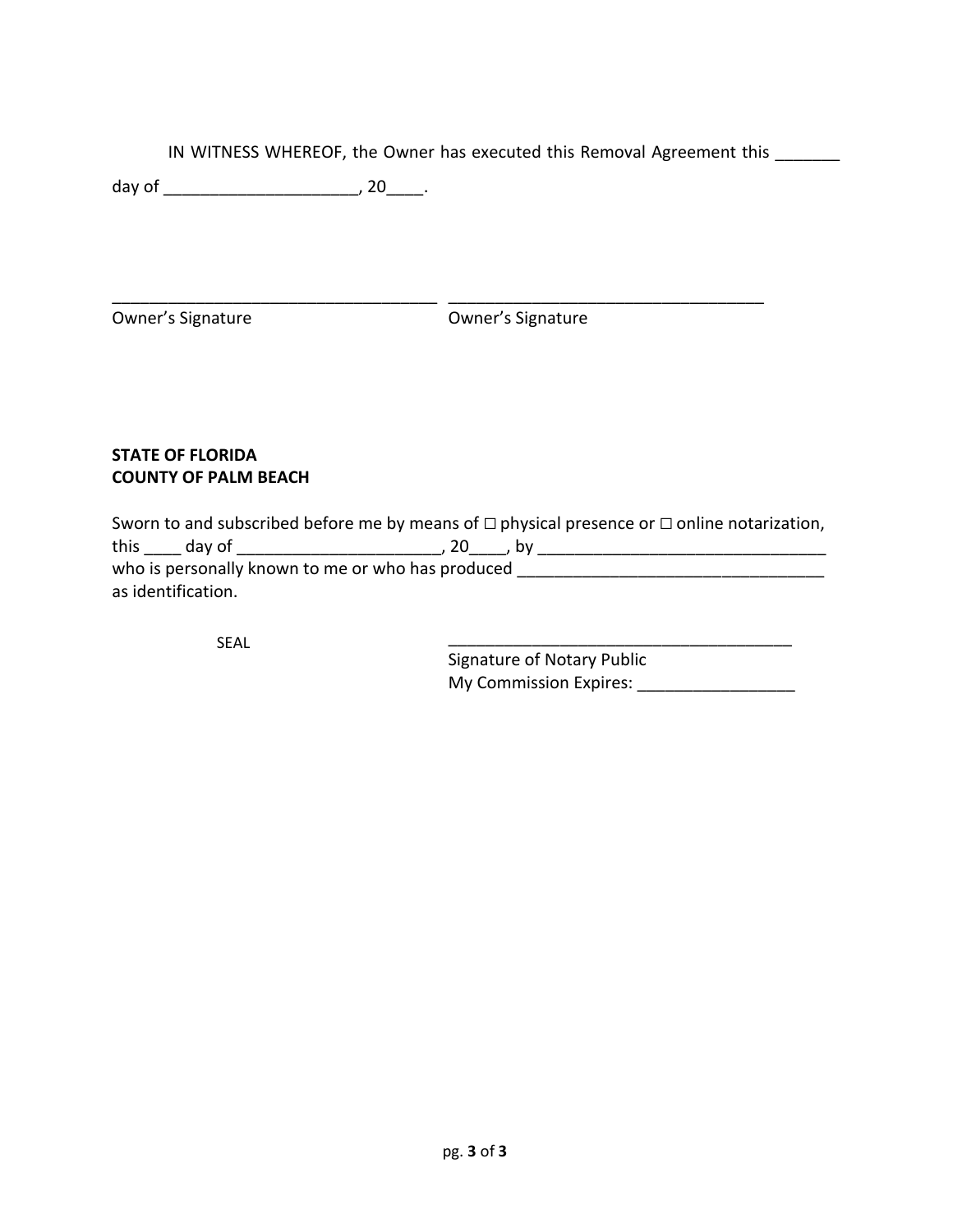IN WITNESS WHEREOF, the Owner has executed this Removal Agreement this _______ day of _____________________, 20____.

___________________________________ ___________________________________

Owner's Signature Owner's Signature

**STATE OF FLORIDA**
**COUNTY OF PALM BEACH**

Sworn to and subscribed before me by means of □ physical presence or □ online notarization, this ____ day of ______________________, 20____, by _______________________________ who is personally known to me or who has produced _________________________________ as identification.

SEAL

______________________________________
Signature of Notary Public
My Commission Expires: _________________